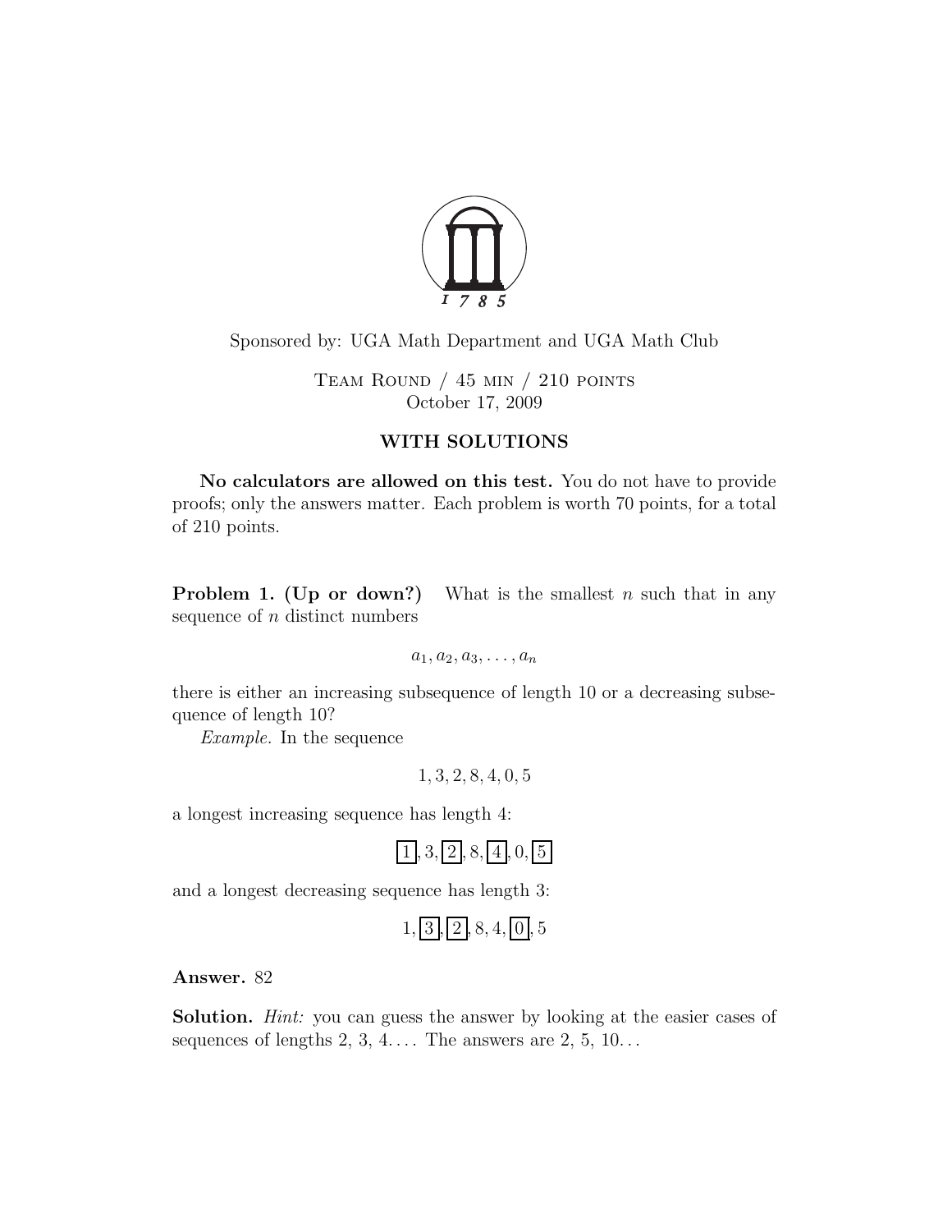Sponsored by: UGA Math Department and UGA Math Club

Team Round / 45 min / 210 points
October 17, 2009

**WITH SOLUTIONS**

**No calculators are allowed on this test.** You do not have to provide proofs; only the answers matter. Each problem is worth 70 points, for a total of 210 points.

**Problem 1. (Up or down?)** What is the smallest $n$ such that in any sequence of $n$ distinct numbers

$$a_1, a_2, a_3, \ldots, a_n$$

there is either an increasing subsequence of length 10 or a decreasing subsequence of length 10?

*Example.* In the sequence

$$1, 3, 2, 8, 4, 0, 5$$

a longest increasing sequence has length 4:

$$\boxed{1}, 3, \boxed{2}, 8, \boxed{4}, 0, \boxed{5}$$

and a longest decreasing sequence has length 3:

$$1, \boxed{3}, \boxed{2}, 8, 4, \boxed{0}, 5$$

**Answer.** 82

**Solution.** *Hint:* you can guess the answer by looking at the easier cases of sequences of lengths 2, 3, 4.... The answers are 2, 5, 10...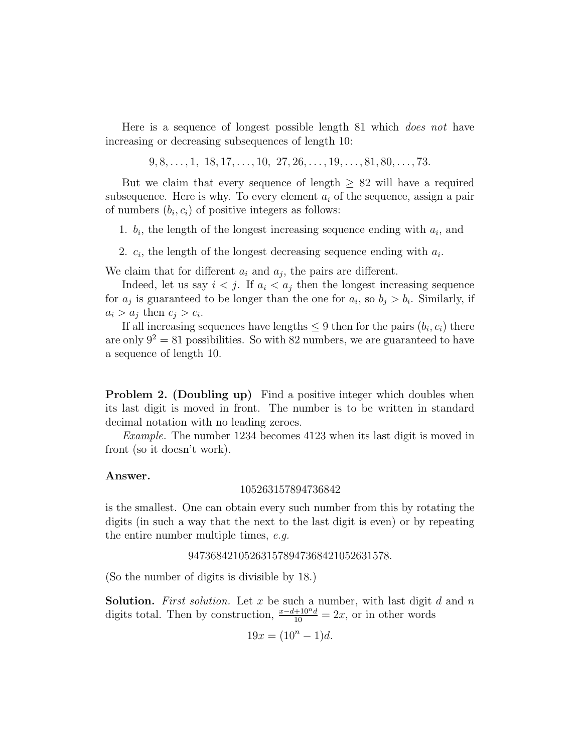Here is a sequence of longest possible length 81 which *does not* have increasing or decreasing subsequences of length 10:

$$9, 8, \ldots, 1,\ 18, 17, \ldots, 10,\ 27, 26, \ldots, 19, \ldots, 81, 80, \ldots, 73.$$

But we claim that every sequence of length $\geq 82$ will have a required subsequence. Here is why. To every element $a_i$ of the sequence, assign a pair of numbers $(b_i, c_i)$ of positive integers as follows:

1. $b_i$, the length of the longest increasing sequence ending with $a_i$, and
2. $c_i$, the length of the longest decreasing sequence ending with $a_i$.

We claim that for different $a_i$ and $a_j$, the pairs are different.

Indeed, let us say $i < j$. If $a_i < a_j$ then the longest increasing sequence for $a_j$ is guaranteed to be longer than the one for $a_i$, so $b_j > b_i$. Similarly, if $a_i > a_j$ then $c_j > c_i$.

If all increasing sequences have lengths $\leq 9$ then for the pairs $(b_i, c_i)$ there are only $9^2 = 81$ possibilities. So with 82 numbers, we are guaranteed to have a sequence of length 10.

**Problem 2. (Doubling up)** Find a positive integer which doubles when its last digit is moved in front. The number is to be written in standard decimal notation with no leading zeroes.

*Example.* The number 1234 becomes 4123 when its last digit is moved in front (so it doesn't work).

**Answer.**

$$105263157894736842$$

is the smallest. One can obtain every such number from this by rotating the digits (in such a way that the next to the last digit is even) or by repeating the entire number multiple times, *e.g.*

$$947368421052631578947368421052631578.$$

(So the number of digits is divisible by 18.)

**Solution.** *First solution.* Let $x$ be such a number, with last digit $d$ and $n$ digits total. Then by construction, $\frac{x-d+10^n d}{10} = 2x$, or in other words

$$19x = (10^n - 1)d.$$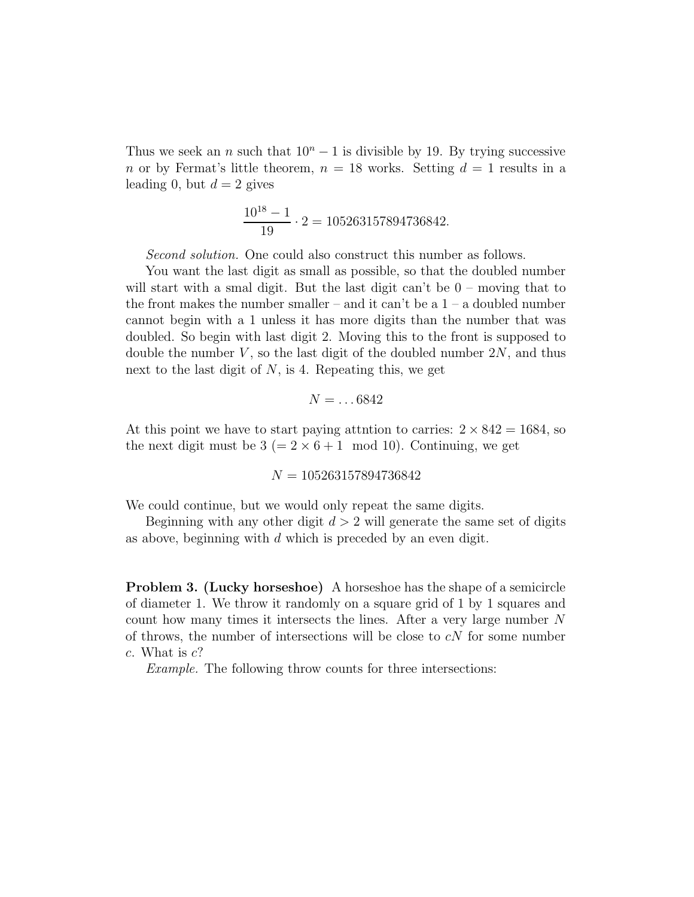Thus we seek an $n$ such that $10^n - 1$ is divisible by 19. By trying successive $n$ or by Fermat's little theorem, $n = 18$ works. Setting $d = 1$ results in a leading 0, but $d = 2$ gives

$$\frac{10^{18} - 1}{19} \cdot 2 = 105263157894736842.$$

*Second solution.* One could also construct this number as follows.

You want the last digit as small as possible, so that the doubled number will start with a smal digit. But the last digit can't be 0 – moving that to the front makes the number smaller – and it can't be a 1 – a doubled number cannot begin with a 1 unless it has more digits than the number that was doubled. So begin with last digit 2. Moving this to the front is supposed to double the number $V$, so the last digit of the doubled number $2N$, and thus next to the last digit of $N$, is 4. Repeating this, we get

$$N = \ldots 6842$$

At this point we have to start paying attntion to carries: $2 \times 842 = 1684$, so the next digit must be 3 ($= 2 \times 6 + 1 \mod 10$). Continuing, we get

$$N = 105263157894736842$$

We could continue, but we would only repeat the same digits.

Beginning with any other digit $d > 2$ will generate the same set of digits as above, beginning with $d$ which is preceded by an even digit.

**Problem 3. (Lucky horseshoe)** A horseshoe has the shape of a semicircle of diameter 1. We throw it randomly on a square grid of 1 by 1 squares and count how many times it intersects the lines. After a very large number $N$ of throws, the number of intersections will be close to $cN$ for some number $c$. What is $c$?

*Example.* The following throw counts for three intersections: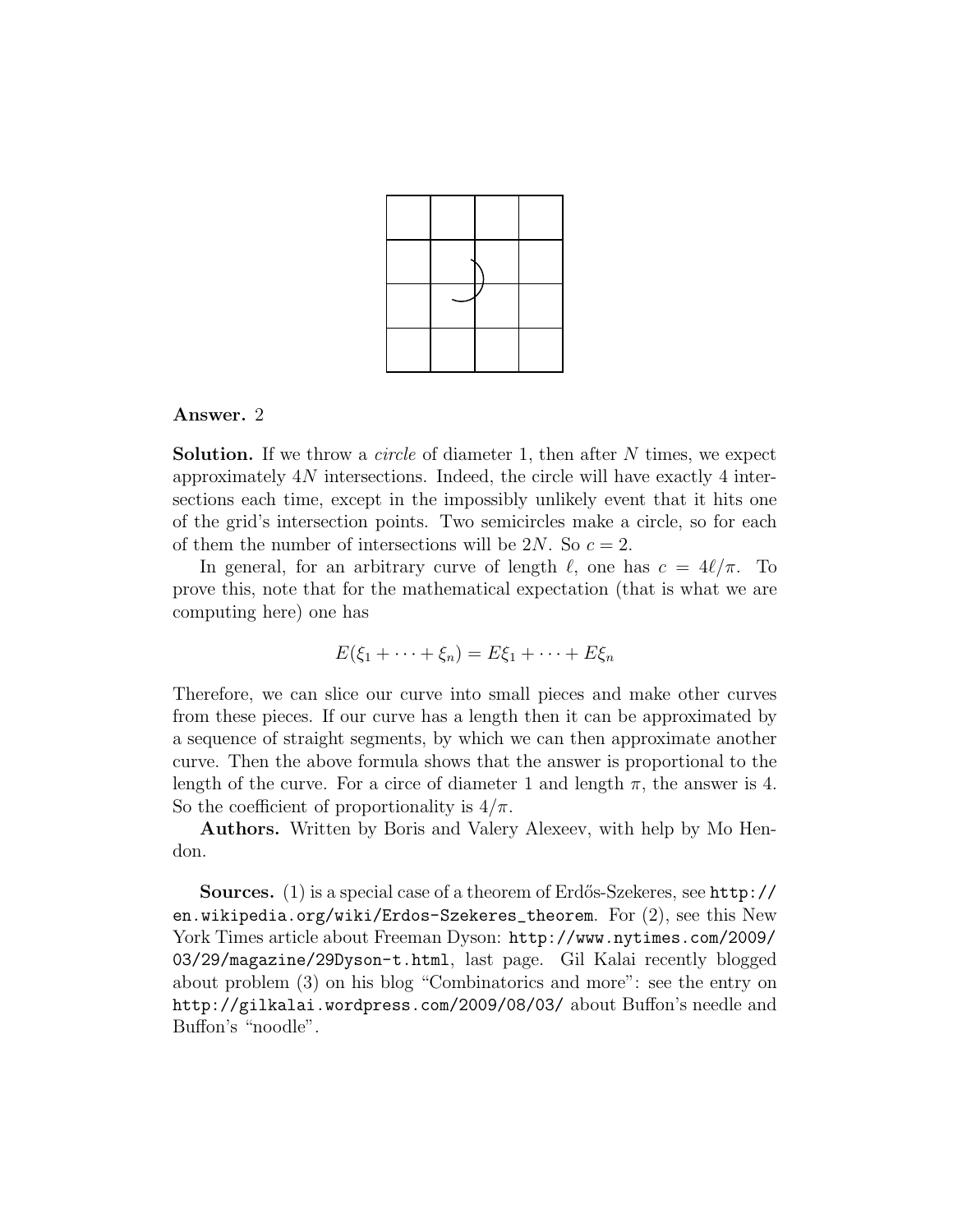**Answer.** 2

**Solution.** If we throw a *circle* of diameter 1, then after $N$ times, we expect approximately $4N$ intersections. Indeed, the circle will have exactly 4 intersections each time, except in the impossibly unlikely event that it hits one of the grid's intersection points. Two semicircles make a circle, so for each of them the number of intersections will be $2N$. So $c = 2$.

In general, for an arbitrary curve of length $\ell$, one has $c = 4\ell/\pi$. To prove this, note that for the mathematical expectation (that is what we are computing here) one has

$$E(\xi_1 + \cdots + \xi_n) = E\xi_1 + \cdots + E\xi_n$$

Therefore, we can slice our curve into small pieces and make other curves from these pieces. If our curve has a length then it can be approximated by a sequence of straight segments, by which we can then approximate another curve. Then the above formula shows that the answer is proportional to the length of the curve. For a circe of diameter 1 and length $\pi$, the answer is 4. So the coefficient of proportionality is $4/\pi$.

**Authors.** Written by Boris and Valery Alexeev, with help by Mo Hendon.

**Sources.** (1) is a special case of a theorem of Erdős-Szekeres, see `http://en.wikipedia.org/wiki/Erdos-Szekeres_theorem`. For (2), see this New York Times article about Freeman Dyson: `http://www.nytimes.com/2009/03/29/magazine/29Dyson-t.html`, last page. Gil Kalai recently blogged about problem (3) on his blog "Combinatorics and more": see the entry on `http://gilkalai.wordpress.com/2009/08/03/` about Buffon's needle and Buffon's "noodle".